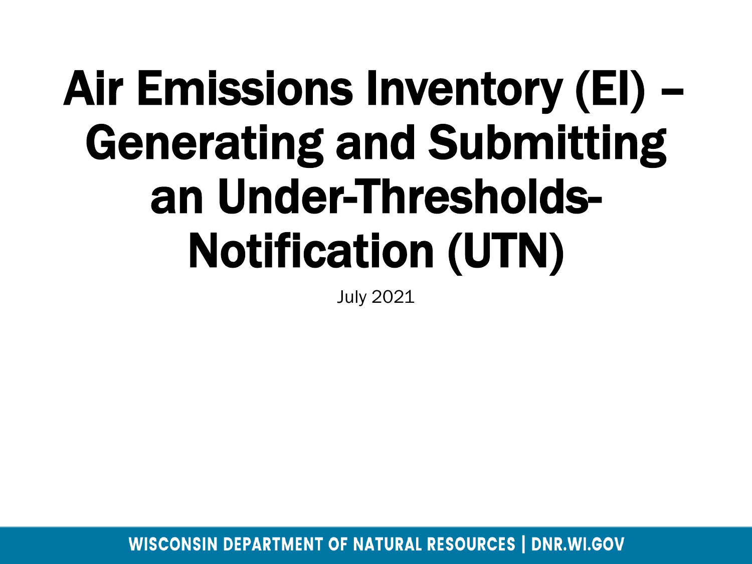# Air Emissions Inventory (EI) – Generating and Submitting an Under-Thresholds-Notification (UTN)

July 2021

WISCONSIN DEPARTMENT OF NATURAL RESOURCES | DNR.WI.GOV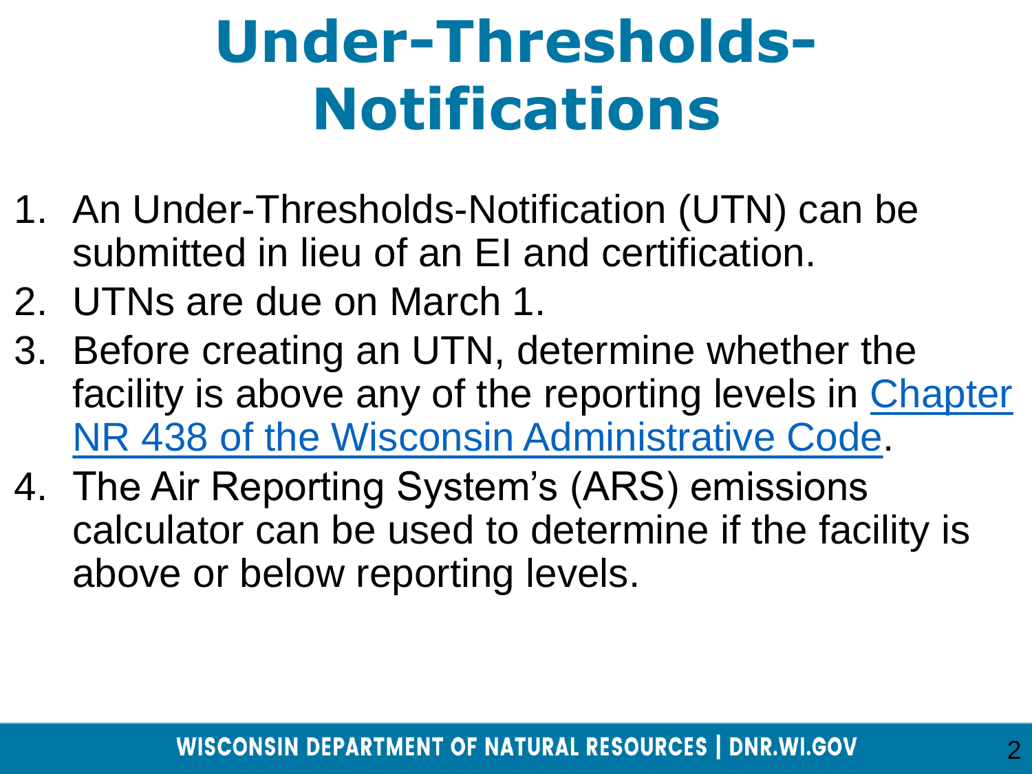# Under-Thresholds-Notifications

1. An Under-Thresholds-Notification (UTN) can be submitted in lieu of an EI and certification.
2. UTNs are due on March 1.
3. Before creating an UTN, determine whether the facility is above any of the reporting levels in Chapter NR 438 of the Wisconsin Administrative Code.
4. The Air Reporting System's (ARS) emissions calculator can be used to determine if the facility is above or below reporting levels.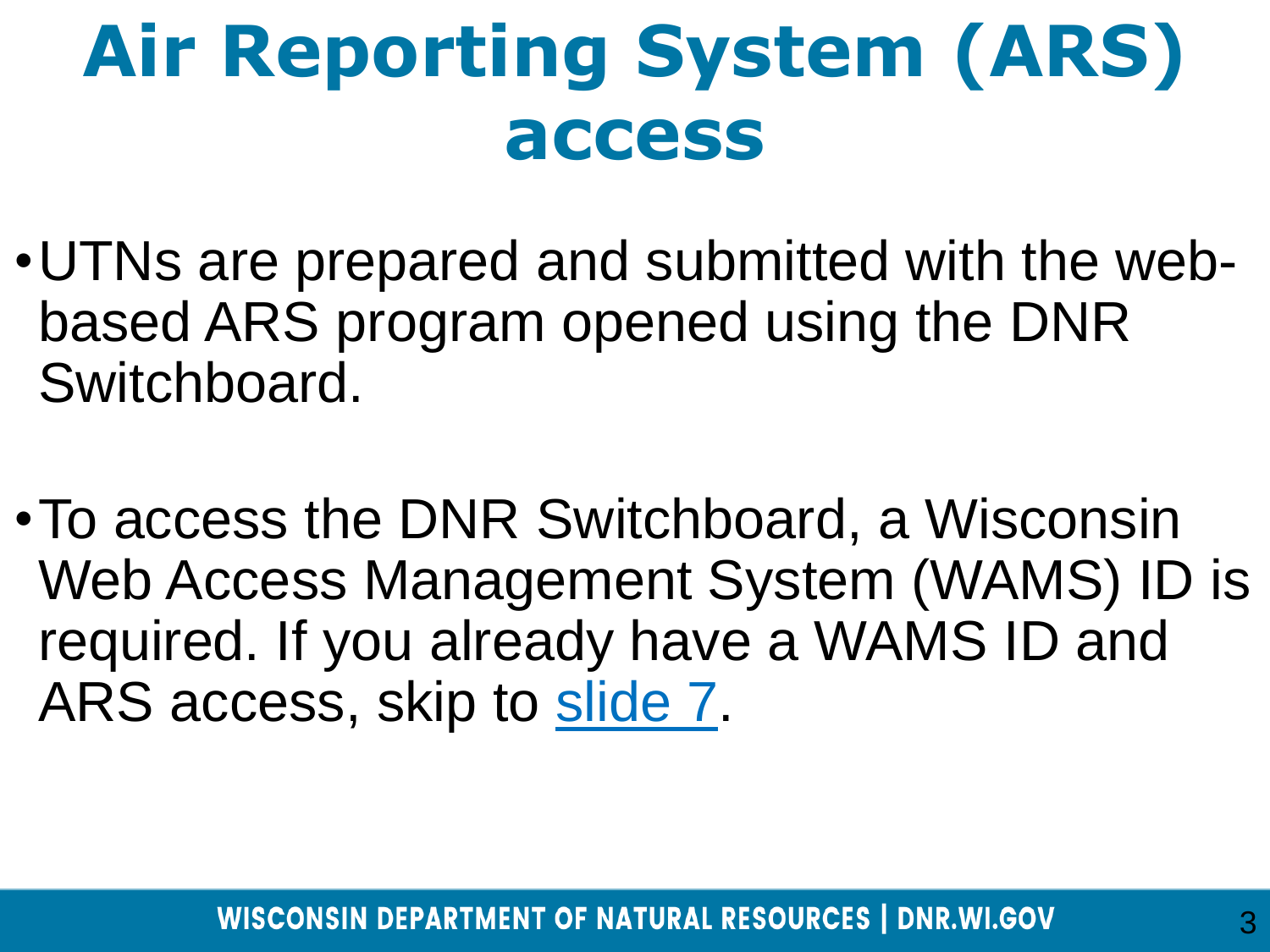# Air Reporting System (ARS) access

- UTNs are prepared and submitted with the web-based ARS program opened using the DNR Switchboard.

- To access the DNR Switchboard, a Wisconsin Web Access Management System (WAMS) ID is required. If you already have a WAMS ID and ARS access, skip to slide 7.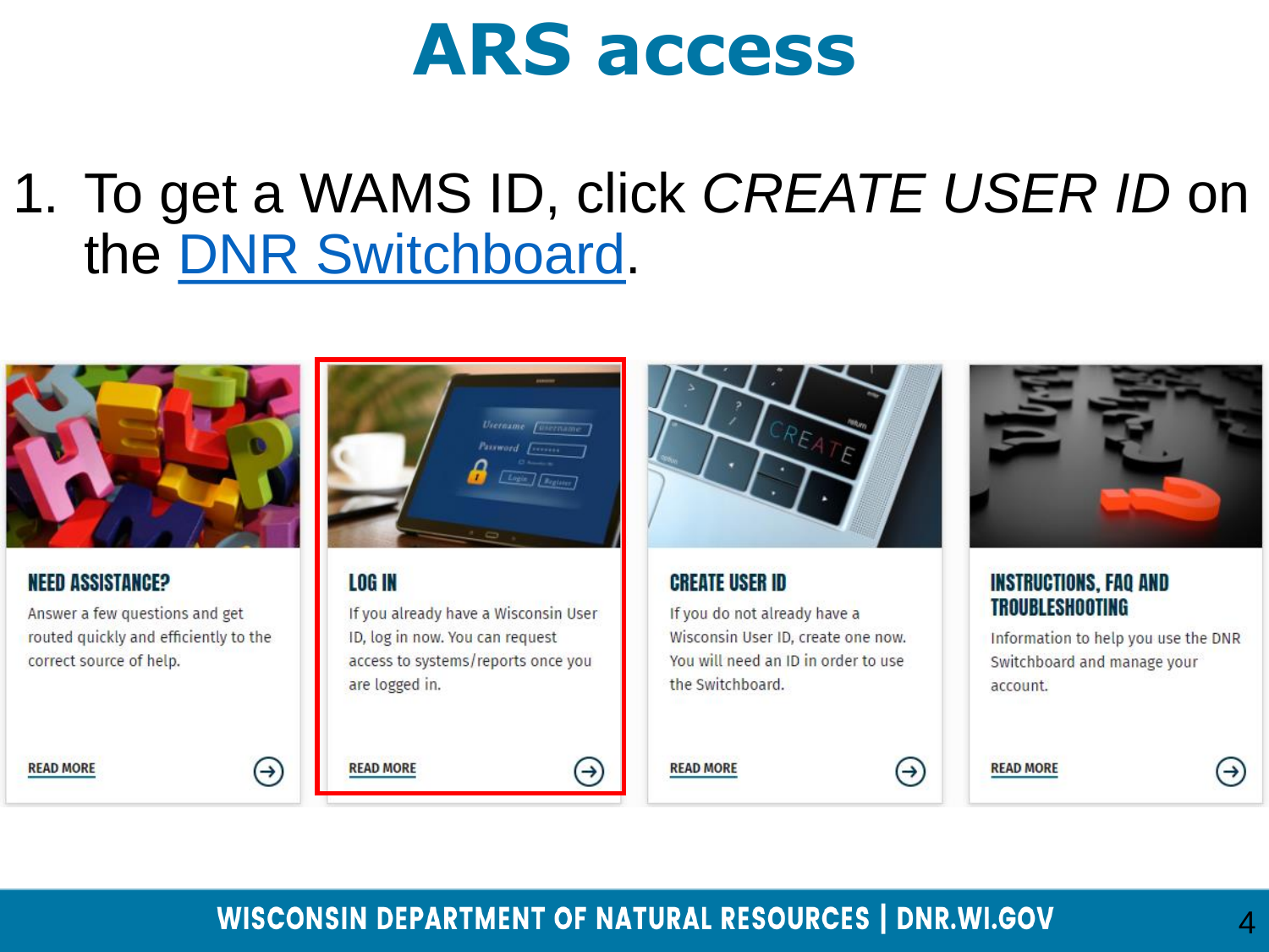# ARS access

1. To get a WAMS ID, click *CREATE USER ID* on the DNR Switchboard.

**NEED ASSISTANCE?**

Answer a few questions and get routed quickly and efficiently to the correct source of help.

READ MORE

**LOG IN**

If you already have a Wisconsin User ID, log in now. You can request access to systems/reports once you are logged in.

READ MORE

**CREATE USER ID**

If you do not already have a Wisconsin User ID, create one now. You will need an ID in order to use the Switchboard.

READ MORE

**INSTRUCTIONS, FAQ AND TROUBLESHOOTING**

Information to help you use the DNR Switchboard and manage your account.

READ MORE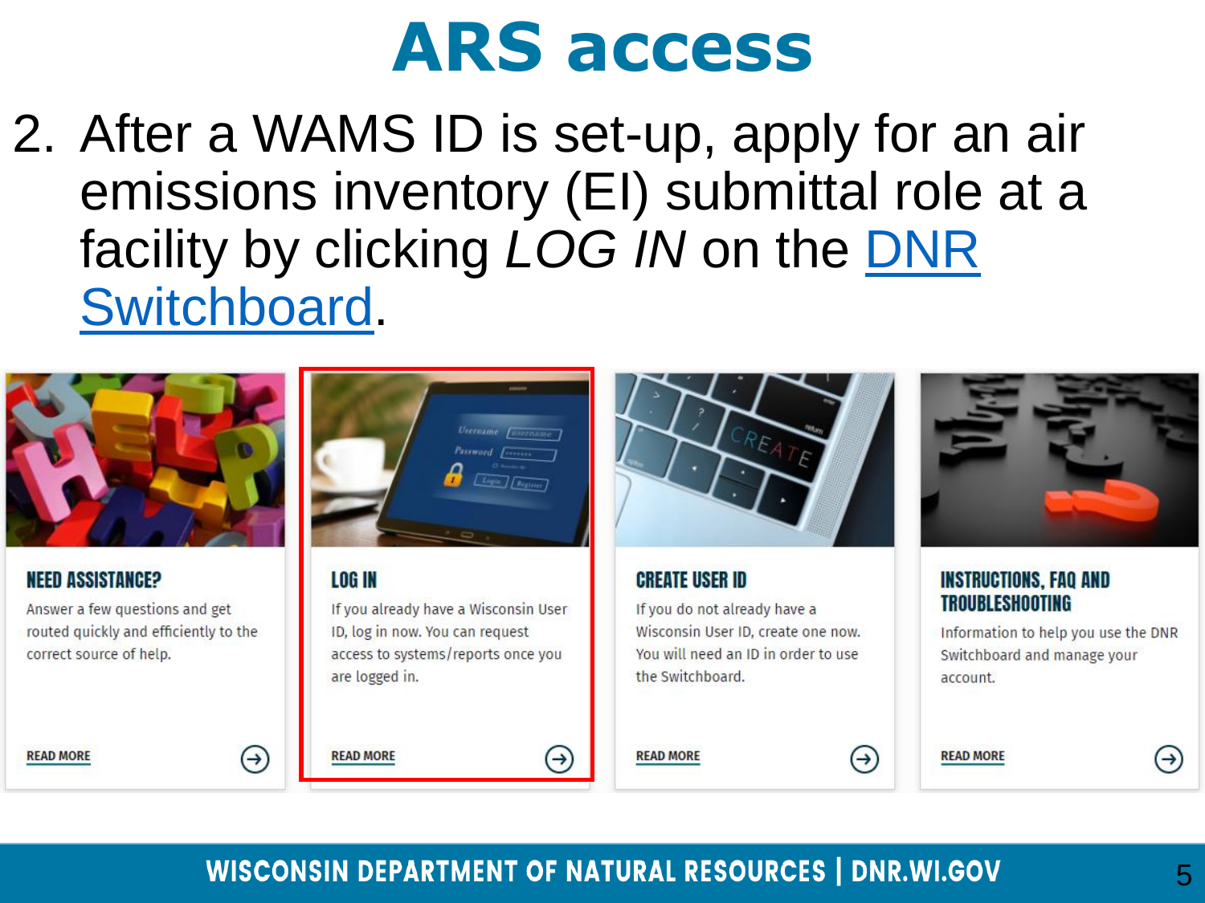# ARS access

2. After a WAMS ID is set-up, apply for an air emissions inventory (EI) submittal role at a facility by clicking *LOG IN* on the DNR Switchboard.

**NEED ASSISTANCE?**

Answer a few questions and get routed quickly and efficiently to the correct source of help.

READ MORE

**LOG IN**

If you already have a Wisconsin User ID, log in now. You can request access to systems/reports once you are logged in.

READ MORE

**CREATE USER ID**

If you do not already have a Wisconsin User ID, create one now. You will need an ID in order to use the Switchboard.

READ MORE

**INSTRUCTIONS, FAQ AND TROUBLESHOOTING**

Information to help you use the DNR Switchboard and manage your account.

READ MORE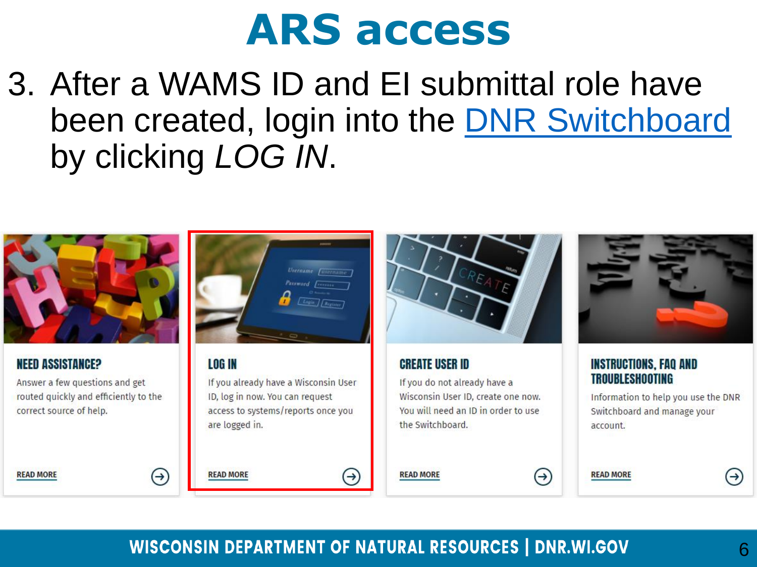# ARS access

3. After a WAMS ID and EI submittal role have been created, login into the DNR Switchboard by clicking *LOG IN*.

**NEED ASSISTANCE?**

Answer a few questions and get routed quickly and efficiently to the correct source of help.

READ MORE

**LOG IN**

If you already have a Wisconsin User ID, log in now. You can request access to systems/reports once you are logged in.

READ MORE

**CREATE USER ID**

If you do not already have a Wisconsin User ID, create one now. You will need an ID in order to use the Switchboard.

READ MORE

**INSTRUCTIONS, FAQ AND TROUBLESHOOTING**

Information to help you use the DNR Switchboard and manage your account.

READ MORE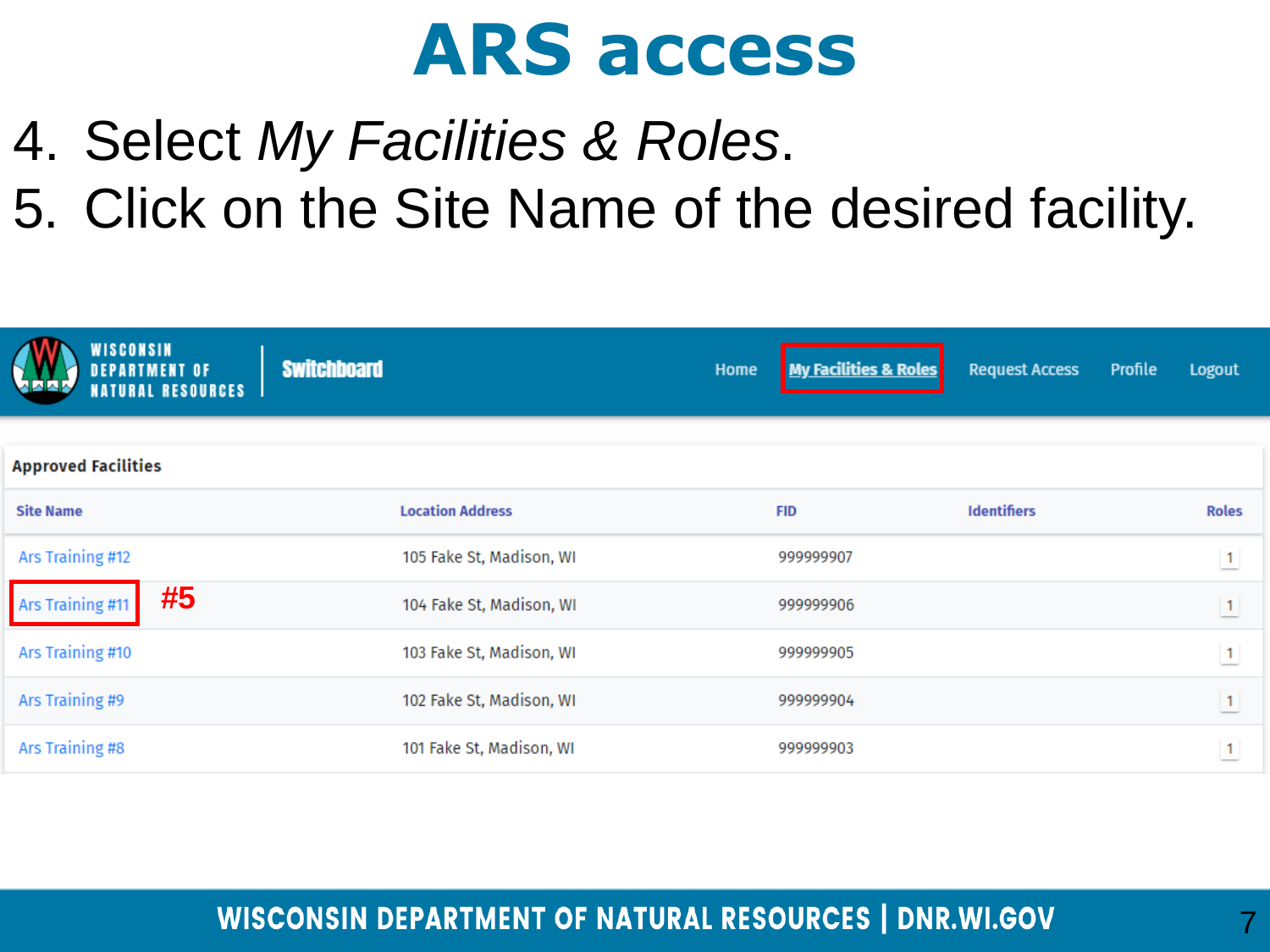# ARS access

4. Select *My Facilities & Roles*.
5. Click on the Site Name of the desired facility.

WISCONSIN DEPARTMENT OF NATURAL RESOURCES | Switchboard

Home | My Facilities & Roles | Request Access | Profile | Logout

**Approved Facilities**

| Site Name | Location Address | FID | Identifiers | Roles |
|---|---|---|---|---|
| Ars Training #12 | 105 Fake St, Madison, WI | 999999907 | | 1 |
| Ars Training #11 (#5) | 104 Fake St, Madison, WI | 999999906 | | 1 |
| Ars Training #10 | 103 Fake St, Madison, WI | 999999905 | | 1 |
| Ars Training #9 | 102 Fake St, Madison, WI | 999999904 | | 1 |
| Ars Training #8 | 101 Fake St, Madison, WI | 999999903 | | 1 |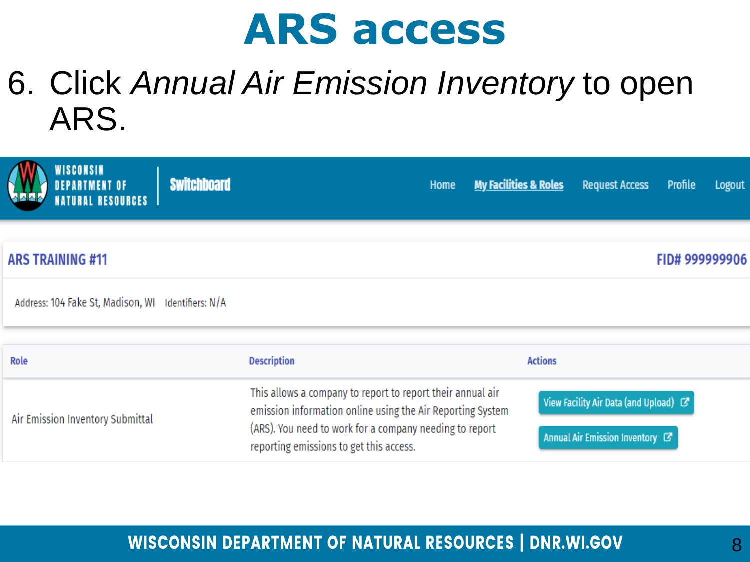# ARS access

6. Click *Annual Air Emission Inventory* to open ARS.

WISCONSIN DEPARTMENT OF NATURAL RESOURCES | Switchboard

Home | My Facilities & Roles | Request Access | Profile | Logout

**ARS TRAINING #11** — **FID# 999999906**

Address: 104 Fake St, Madison, WI    Identifiers: N/A

| Role | Description | Actions |
|---|---|---|
| Air Emission Inventory Submittal | This allows a company to report to report their annual air emission information online using the Air Reporting System (ARS). You need to work for a company needing to report reporting emissions to get this access. | View Facility Air Data (and Upload); Annual Air Emission Inventory |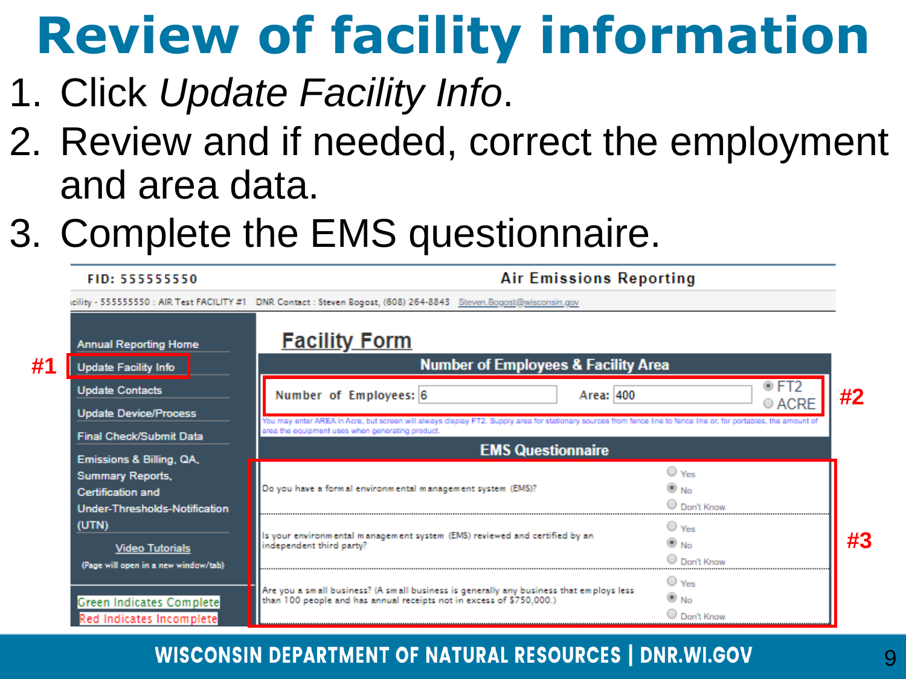# Review of facility information

1. Click *Update Facility Info*.
2. Review and if needed, correct the employment and area data.
3. Complete the EMS questionnaire.

FID: 555555550 — Air Emissions Reporting

acility - 555555550 : AIR Test FACILITY #1 DNR Contact : Steven Bogost, (608) 264-8843 Steven.Bogost@wisconsin.gov

- Annual Reporting Home
- Update Facility Info (#1)
- Update Contacts
- Update Device/Process
- Final Check/Submit Data
- Emissions & Billing, QA, Summary Reports, Certification and Under-Thresholds-Notification (UTN)
- Video Tutorials (Page will open in a new window/tab)

Green Indicates Complete
Red Indicates Incomplete

## Facility Form

**Number of Employees & Facility Area** (#2)

Number of Employees: 6 Area: 400 ◉ FT2 ○ ACRE

You may enter AREA in Acre, but screen will always display FT2. Supply area for stationary sources from fence line to fence line or, for portables, the amount of area the equipment uses when generating product.

**EMS Questionnaire** (#3)

| Question | Answer |
| --- | --- |
| Do you have a formal environmental management system (EMS)? | ○ Yes ◉ No ○ Don't Know |
| Is your environmental management system (EMS) reviewed and certified by an independent third party? | ○ Yes ◉ No ○ Don't Know |
| Are you a small business? (A small business is generally any business that employs less than 100 people and has annual receipts not in excess of $750,000.) | ○ Yes ◉ No ○ Don't Know |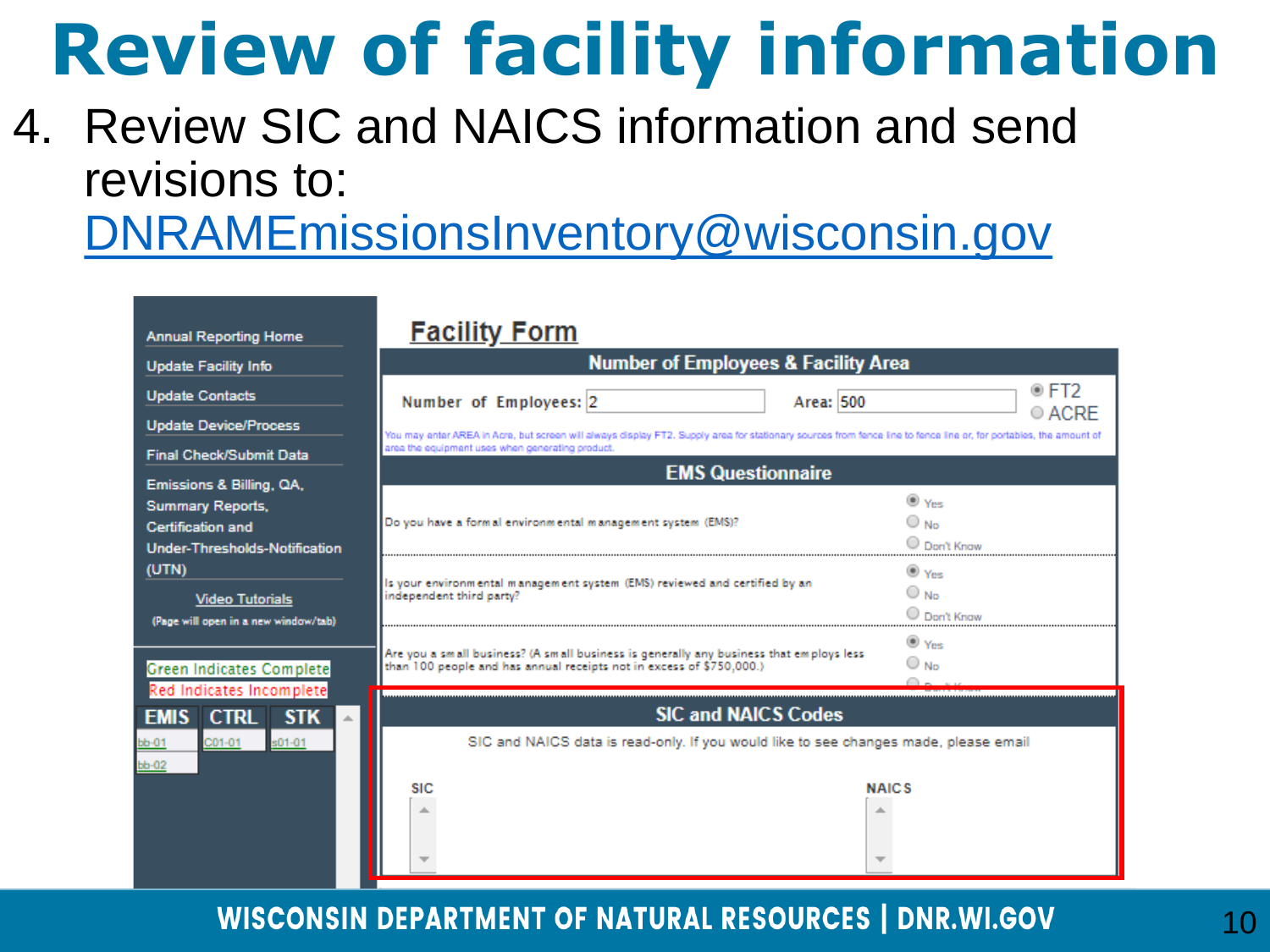# Review of facility information

4. Review SIC and NAICS information and send revisions to: DNRAMEmissionsInventory@wisconsin.gov

**Facility Form**

**Number of Employees & Facility Area**

Number of Employees: 2 Area: 500 ◉ FT2 ◯ ACRE

You may enter AREA in Acre, but screen will always display FT2. Supply area for stationary sources from fence line to fence line or, for portables, the amount of area the equipment uses when generating product.

**EMS Questionnaire**

| Question | Answer |
|---|---|
| Do you have a formal environmental management system (EMS)? | ◉ Yes ◯ No ◯ Don't Know |
| Is your environmental management system (EMS) reviewed and certified by an independent third party? | ◉ Yes ◯ No ◯ Don't Know |
| Are you a small business? (A small business is generally any business that employs less than 100 people and has annual receipts not in excess of $750,000.) | ◉ Yes ◯ No ◯ Don't Know |

**SIC and NAICS Codes**

SIC and NAICS data is read-only. If you would like to see changes made, please email

SIC | NAICS

Annual Reporting Home
Update Facility Info
Update Contacts
Update Device/Process
Final Check/Submit Data
Emissions & Billing, QA, Summary Reports, Certification and Under-Thresholds-Notification (UTN)
Video Tutorials (Page will open in a new window/tab)

Green Indicates Complete
Red Indicates Incomplete

| EMIS | CTRL | STK |
|---|---|---|
| bb-01 | C01-01 | s01-01 |
| bb-02 | | |

WISCONSIN DEPARTMENT OF NATURAL RESOURCES | DNR.WI.GOV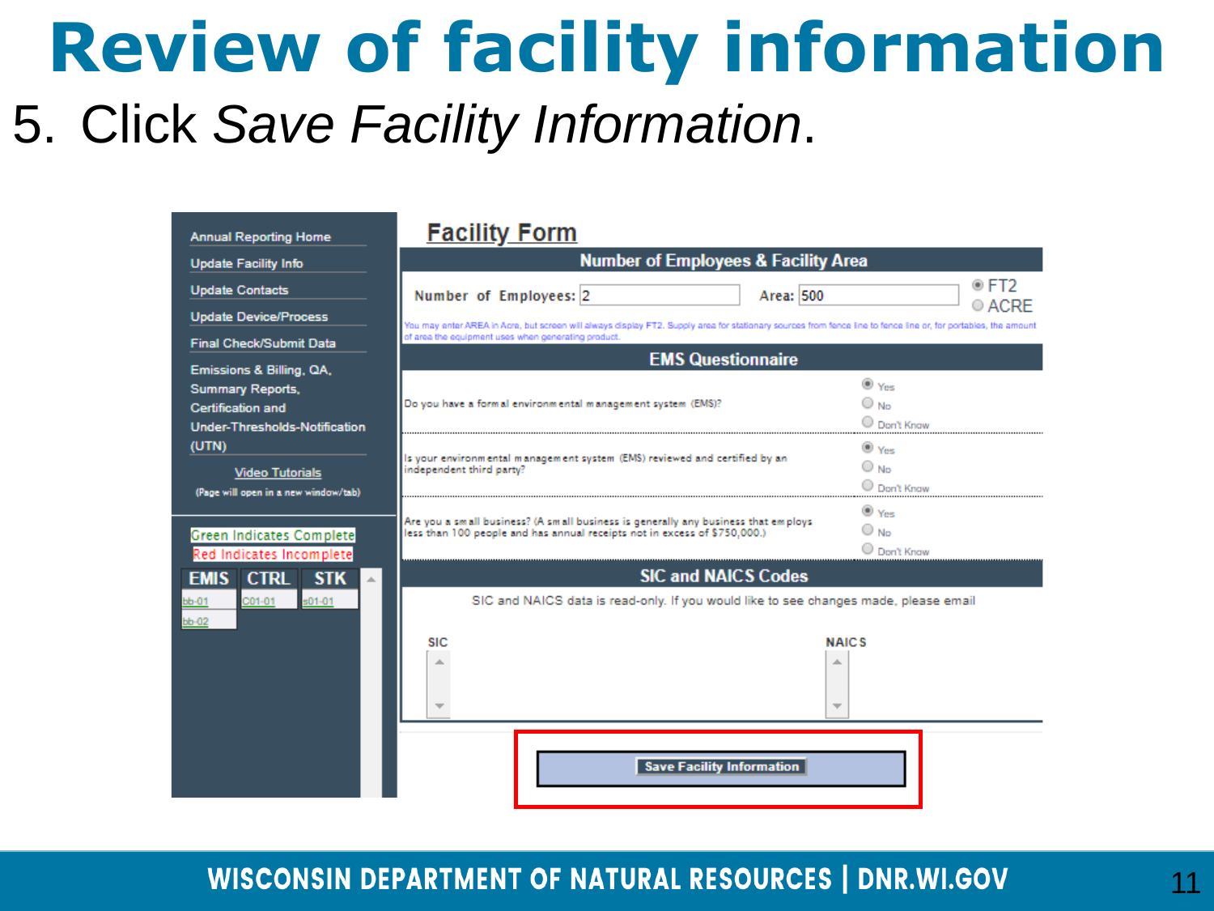# Review of facility information

5. Click *Save Facility Information*.

Annual Reporting Home
Update Facility Info
Update Contacts
Update Device/Process
Final Check/Submit Data
Emissions & Billing, QA, Summary Reports, Certification and Under-Thresholds-Notification (UTN)
Video Tutorials
(Page will open in a new window/tab)

Green Indicates Complete
Red Indicates Incomplete

| EMIS | CTRL | STK |
|---|---|---|
| bb-01 | C01-01 | s01-01 |
| bb-02 | | |

## Facility Form

### Number of Employees & Facility Area

Number of Employees: 2 Area: 500 FT2 / ACRE

You may enter AREA in Acre, but screen will always display FT2. Supply area for stationary sources from fence line to fence line or, for portables, the amount of area the equipment uses when generating product.

### EMS Questionnaire

Do you have a formal environmental management system (EMS)? Yes / No / Don't Know

Is your environmental management system (EMS) reviewed and certified by an independent third party? Yes / No / Don't Know

Are you a small business? (A small business is generally any business that employs less than 100 people and has annual receipts not in excess of $750,000.) Yes / No / Don't Know

### SIC and NAICS Codes

SIC and NAICS data is read-only. If you would like to see changes made, please email

SIC NAICS

Save Facility Information

WISCONSIN DEPARTMENT OF NATURAL RESOURCES | DNR.WI.GOV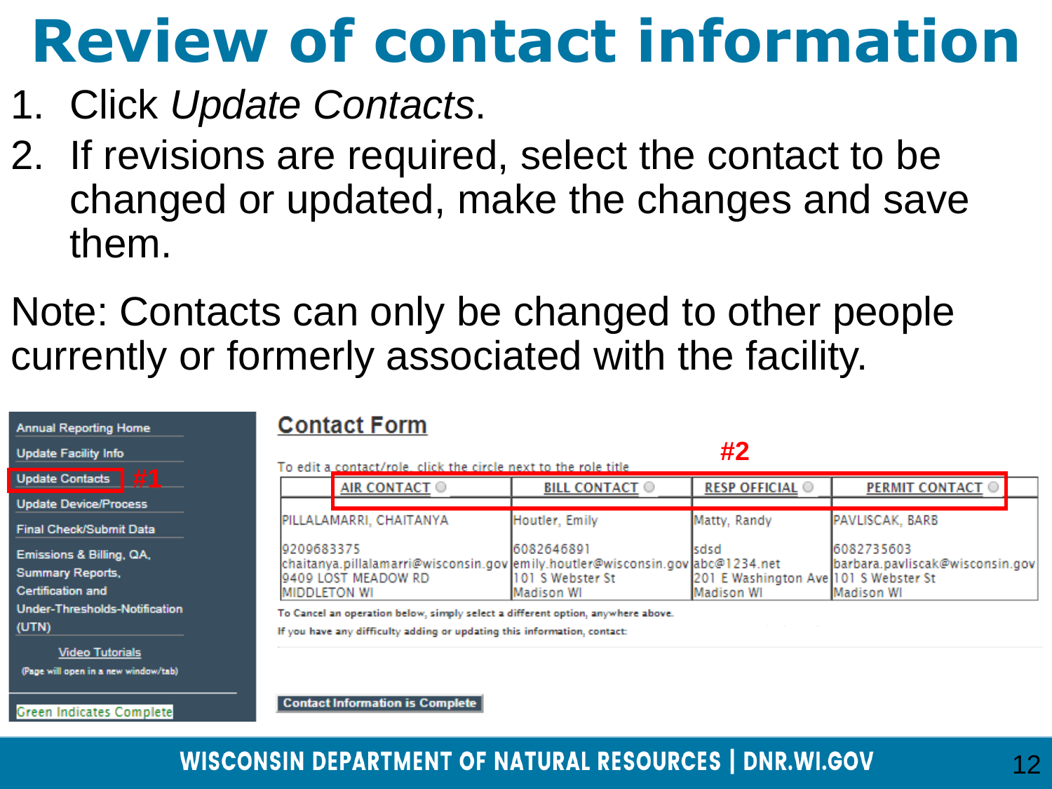# Review of contact information

1. Click *Update Contacts*.
2. If revisions are required, select the contact to be changed or updated, make the changes and save them.

Note: Contacts can only be changed to other people currently or formerly associated with the facility.

- Annual Reporting Home
- Update Facility Info
- Update Contacts **#1**
- Update Device/Process
- Final Check/Submit Data
- Emissions & Billing, QA, Summary Reports, Certification and Under-Thresholds-Notification (UTN)
- Video Tutorials (Page will open in a new window/tab)

Green Indicates Complete

## Contact Form

**#2**

To edit a contact/role, click the circle next to the role title

| AIR CONTACT | BILL CONTACT | RESP OFFICIAL | PERMIT CONTACT |
|---|---|---|---|
| PILLALAMARRI, CHAITANYA | Houtler, Emily | Matty, Randy | PAVLISCAK, BARB |
| 9209683375<br>chaitanya.pillalamarri@wisconsin.gov<br>9409 LOST MEADOW RD<br>MIDDLETON WI | 6082646891<br>emily.houtler@wisconsin.gov<br>101 S Webster St<br>Madison WI | sdsd<br>abc@1234.net<br>201 E Washington Ave<br>Madison WI | 6082735603<br>barbara.pavliscak@wisconsin.gov<br>101 S Webster St<br>Madison WI |

To Cancel an operation below, simply select a different option, anywhere above.

If you have any difficulty adding or updating this information, contact:

Contact Information is Complete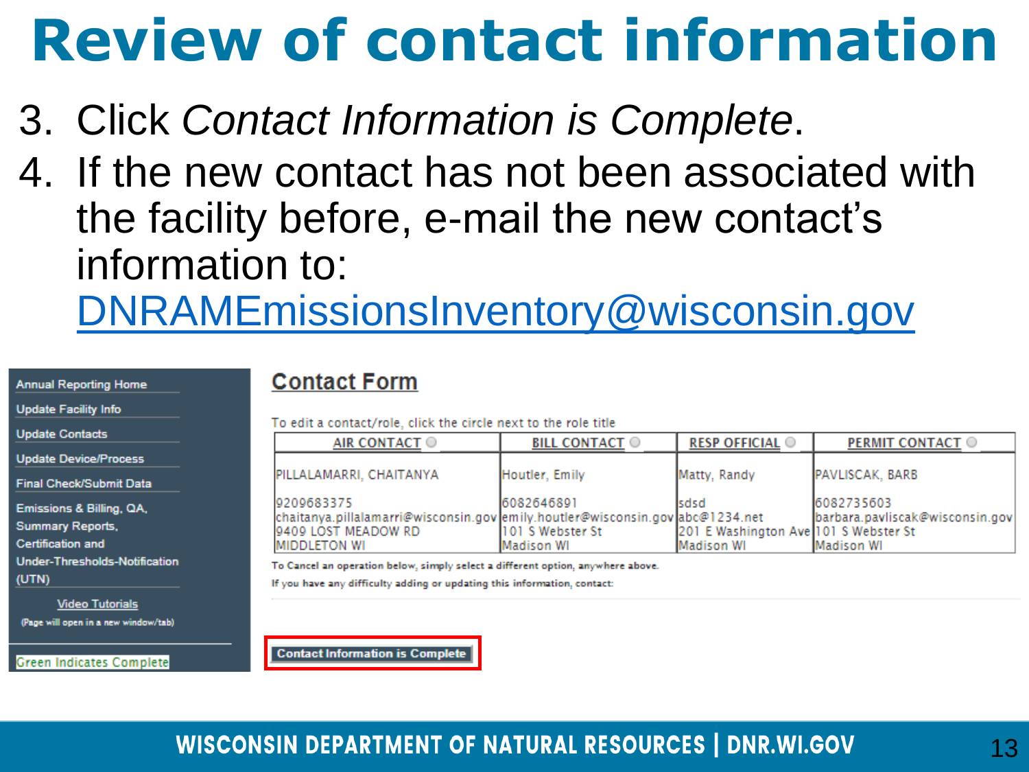# Review of contact information

3. Click *Contact Information is Complete*.
4. If the new contact has not been associated with the facility before, e-mail the new contact's information to: [DNRAMEmissionsInventory@wisconsin.gov](mailto:DNRAMEmissionsInventory@wisconsin.gov)

- Annual Reporting Home
- Update Facility Info
- Update Contacts
- Update Device/Process
- Final Check/Submit Data
- Emissions & Billing, QA, Summary Reports, Certification and Under-Thresholds-Notification (UTN)
- Video Tutorials (Page will open in a new window/tab)
- Green Indicates Complete

## Contact Form

To edit a contact/role, click the circle next to the role title

| AIR CONTACT | BILL CONTACT | RESP OFFICIAL | PERMIT CONTACT |
|---|---|---|---|
| PILLALAMARRI, CHAITANYA | Houtler, Emily | Matty, Randy | PAVLISCAK, BARB |
| 9209683375<br>chaitanya.pillalamarri@wisconsin.gov<br>9409 LOST MEADOW RD<br>MIDDLETON WI | 6082646891<br>emily.houtler@wisconsin.gov<br>101 S Webster St<br>Madison WI | sdsd<br>abc@1234.net<br>201 E Washington Ave<br>Madison WI | 6082735603<br>barbara.pavliscak@wisconsin.gov<br>101 S Webster St<br>Madison WI |

To Cancel an operation below, simply select a different option, anywhere above.

If you have any difficulty adding or updating this information, contact:

Contact Information is Complete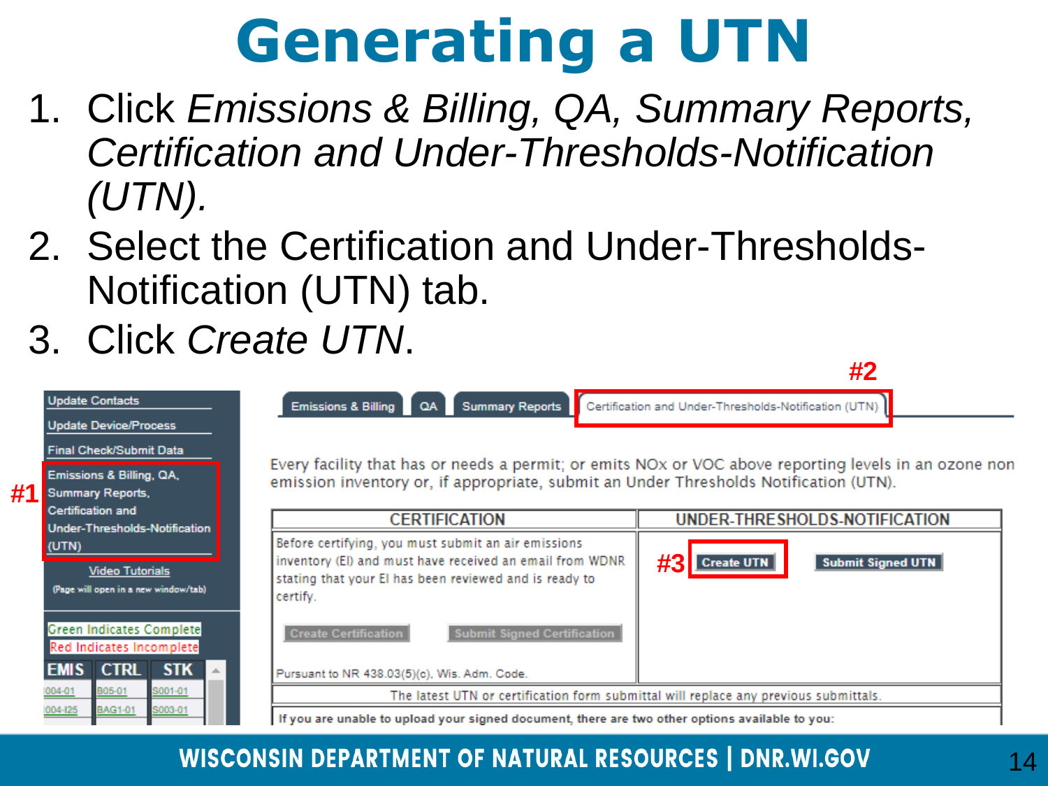# Generating a UTN

1. Click *Emissions & Billing, QA, Summary Reports, Certification and Under-Thresholds-Notification (UTN).*
2. Select the Certification and Under-Thresholds-Notification (UTN) tab.
3. Click *Create UTN*.

#2

Update Contacts

Update Device/Process

Final Check/Submit Data

#1 Emissions & Billing, QA, Summary Reports, Certification and Under-Thresholds-Notification (UTN)

Video Tutorials

(Page will open in a new window/tab)

Green Indicates Complete

Red Indicates Incomplete

| EMIS | CTRL | STK |
|---|---|---|
| I004-01 | B05-01 | S001-01 |
| I004-I25 | BAG1-01 | S003-01 |

Emissions & Billing | QA | Summary Reports | Certification and Under-Thresholds-Notification (UTN)

Every facility that has or needs a permit; or emits NOx or VOC above reporting levels in an ozone non emission inventory or, if appropriate, submit an Under Thresholds Notification (UTN).

| CERTIFICATION | UNDER-THRESHOLDS-NOTIFICATION |
|---|---|
| Before certifying, you must submit an air emissions inventory (EI) and must have received an email from WDNR stating that your EI has been reviewed and is ready to certify. Create Certification / Submit Signed Certification. Pursuant to NR 438.03(5)(c), Wis. Adm. Code. | #3 Create UTN / Submit Signed UTN |

The latest UTN or certification form submittal will replace any previous submittals.

If you are unable to upload your signed document, there are two other options available to you:

WISCONSIN DEPARTMENT OF NATURAL RESOURCES | DNR.WI.GOV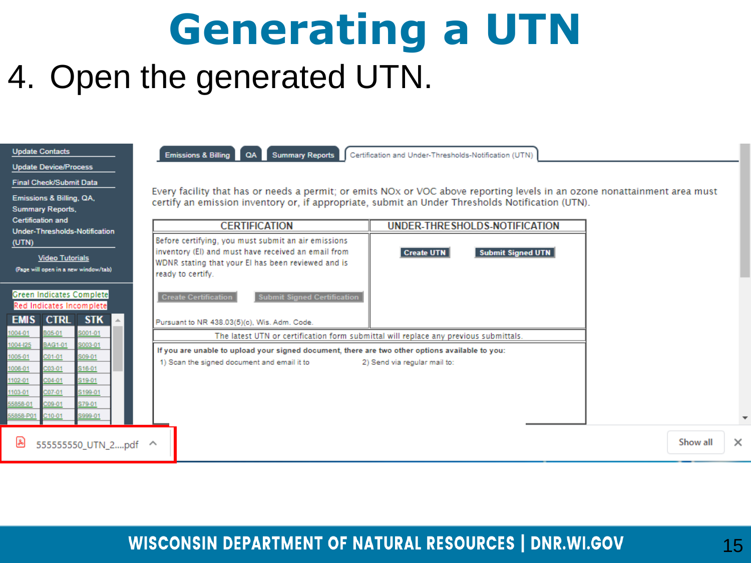# Generating a UTN

4. Open the generated UTN.

Update Contacts

Update Device/Process

Final Check/Submit Data

Emissions & Billing, QA, Summary Reports, Certification and Under-Thresholds-Notification (UTN)

Video Tutorials
(Page will open in a new window/tab)

Green Indicates Complete
Red Indicates Incomplete

| EMIS | CTRL | STK |
|---|---|---|
| 1004-01 | B05-01 | S001-01 |
| 1004-I25 | BAG1-01 | S003-01 |
| 1005-01 | C01-01 | S09-01 |
| 1006-01 | C03-01 | S16-01 |
| 1102-01 | C04-01 | S19-01 |
| 1103-01 | C07-01 | S199-01 |
| 55858-01 | C09-01 | S79-01 |
| 55858-P01 | C10-01 | S999-01 |

Emissions & Billing | QA | Summary Reports | Certification and Under-Thresholds-Notification (UTN)

Every facility that has or needs a permit; or emits NOx or VOC above reporting levels in an ozone nonattainment area must certify an emission inventory or, if appropriate, submit an Under Thresholds Notification (UTN).

| CERTIFICATION | UNDER-THRESHOLDS-NOTIFICATION |
|---|---|
| Before certifying, you must submit an air emissions inventory (EI) and must have received an email from WDNR stating that your EI has been reviewed and is ready to certify. Create Certification / Submit Signed Certification. Pursuant to NR 438.03(5)(c), Wis. Adm. Code. | Create UTN / Submit Signed UTN |

The latest UTN or certification form submittal will replace any previous submittals.

If you are unable to upload your signed document, there are two other options available to you:
1) Scan the signed document and email it to
2) Send via regular mail to:

555555550_UTN_2....pdf

Show all

WISCONSIN DEPARTMENT OF NATURAL RESOURCES | DNR.WI.GOV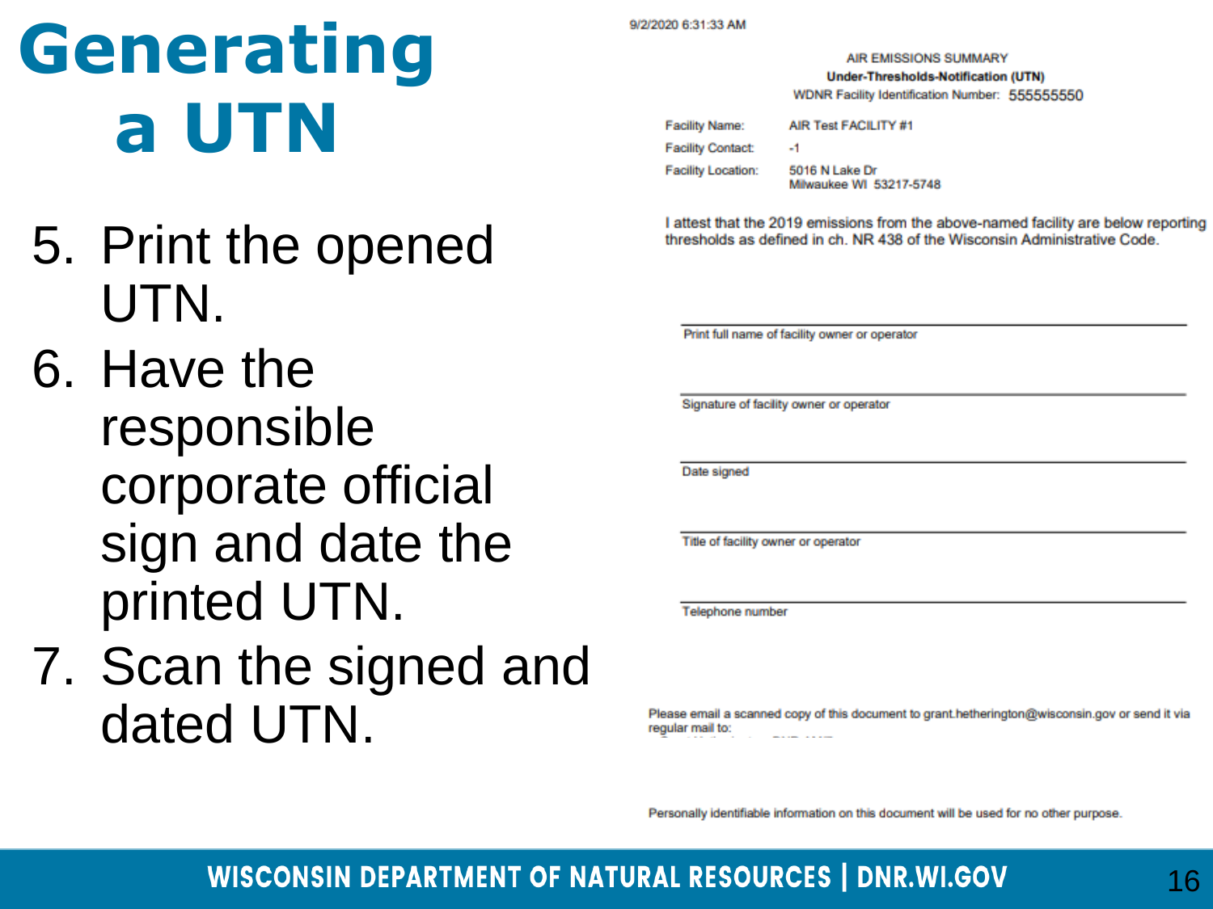# Generating a UTN

5. Print the opened UTN.
6. Have the responsible corporate official sign and date the printed UTN.
7. Scan the signed and dated UTN.

9/2/2020 6:31:33 AM

AIR EMISSIONS SUMMARY

**Under-Thresholds-Notification (UTN)**

WDNR Facility Identification Number: 555555550

| | |
|---|---|
| Facility Name: | AIR Test FACILITY #1 |
| Facility Contact: | -1 |
| Facility Location: | 5016 N Lake Dr<br>Milwaukee WI 53217-5748 |

I attest that the 2019 emissions from the above-named facility are below reporting thresholds as defined in ch. NR 438 of the Wisconsin Administrative Code.

Print full name of facility owner or operator

Signature of facility owner or operator

Date signed

Title of facility owner or operator

Telephone number

Please email a scanned copy of this document to grant.hetherington@wisconsin.gov or send it via regular mail to:

Personally identifiable information on this document will be used for no other purpose.

WISCONSIN DEPARTMENT OF NATURAL RESOURCES | DNR.WI.GOV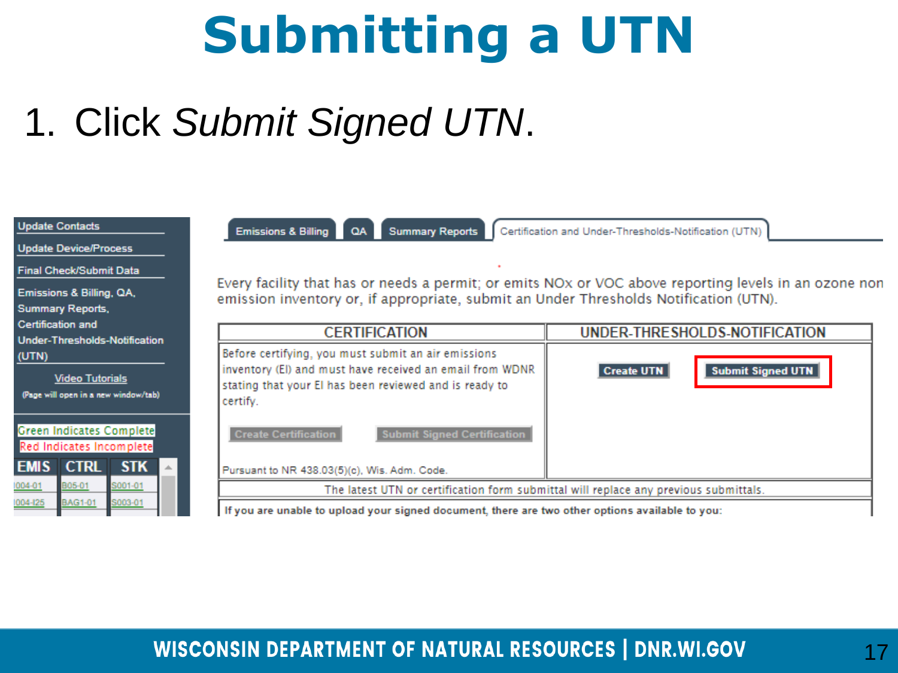# Submitting a UTN

1. Click *Submit Signed UTN*.

Update Contacts

Update Device/Process

Final Check/Submit Data

Emissions & Billing, QA, Summary Reports, Certification and Under-Thresholds-Notification (UTN)

Video Tutorials

(Page will open in a new window/tab)

Green Indicates Complete

Red Indicates Incomplete

| EMIS | CTRL | STK |
|---|---|---|
| I004-01 | B05-01 | S001-01 |
| I004-I25 | BAG1-01 | S003-01 |

Emissions & Billing | QA | Summary Reports | Certification and Under-Thresholds-Notification (UTN)

Every facility that has or needs a permit; or emits NOx or VOC above reporting levels in an ozone non emission inventory or, if appropriate, submit an Under Thresholds Notification (UTN).

| CERTIFICATION | UNDER-THRESHOLDS-NOTIFICATION |
|---|---|
| Before certifying, you must submit an air emissions inventory (EI) and must have received an email from WDNR stating that your EI has been reviewed and is ready to certify. Create Certification / Submit Signed Certification. Pursuant to NR 438.03(5)(c), Wis. Adm. Code. | Create UTN / Submit Signed UTN |

The latest UTN or certification form submittal will replace any previous submittals.

If you are unable to upload your signed document, there are two other options available to you:

WISCONSIN DEPARTMENT OF NATURAL RESOURCES | DNR.WI.GOV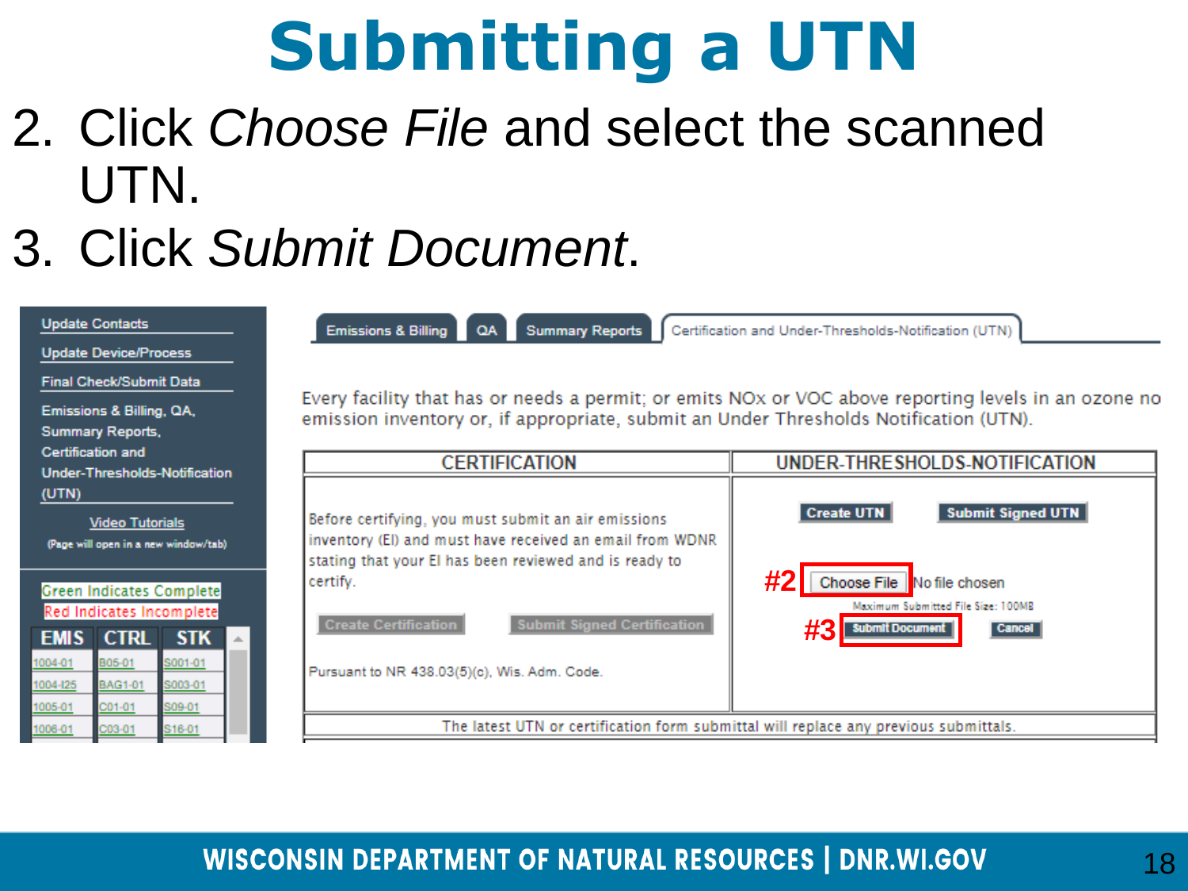# Submitting a UTN

2. Click *Choose File* and select the scanned UTN.
3. Click *Submit Document*.

Update Contacts

Update Device/Process

Final Check/Submit Data

Emissions & Billing, QA, Summary Reports, Certification and Under-Thresholds-Notification (UTN)

Video Tutorials

(Page will open in a new window/tab)

Green Indicates Complete

Red Indicates Incomplete

| EMIS | CTRL | STK |
|---|---|---|
| 1004-01 | B05-01 | S001-01 |
| 1004-I25 | BAG1-01 | S003-01 |
| 1005-01 | C01-01 | S09-01 |
| 1006-01 | C03-01 | S16-01 |

Emissions & Billing | QA | Summary Reports | Certification and Under-Thresholds-Notification (UTN)

Every facility that has or needs a permit; or emits NOx or VOC above reporting levels in an ozone no emission inventory or, if appropriate, submit an Under Thresholds Notification (UTN).

| CERTIFICATION | UNDER-THRESHOLDS-NOTIFICATION |
|---|---|
| Before certifying, you must submit an air emissions inventory (EI) and must have received an email from WDNR stating that your EI has been reviewed and is ready to certify. Create Certification / Submit Signed Certification. Pursuant to NR 438.03(5)(c), Wis. Adm. Code. | Create UTN / Submit Signed UTN. #2 Choose File No file chosen. Maximum Submitted File Size: 100MB. #3 Submit Document / Cancel |

The latest UTN or certification form submittal will replace any previous submittals.

WISCONSIN DEPARTMENT OF NATURAL RESOURCES | DNR.WI.GOV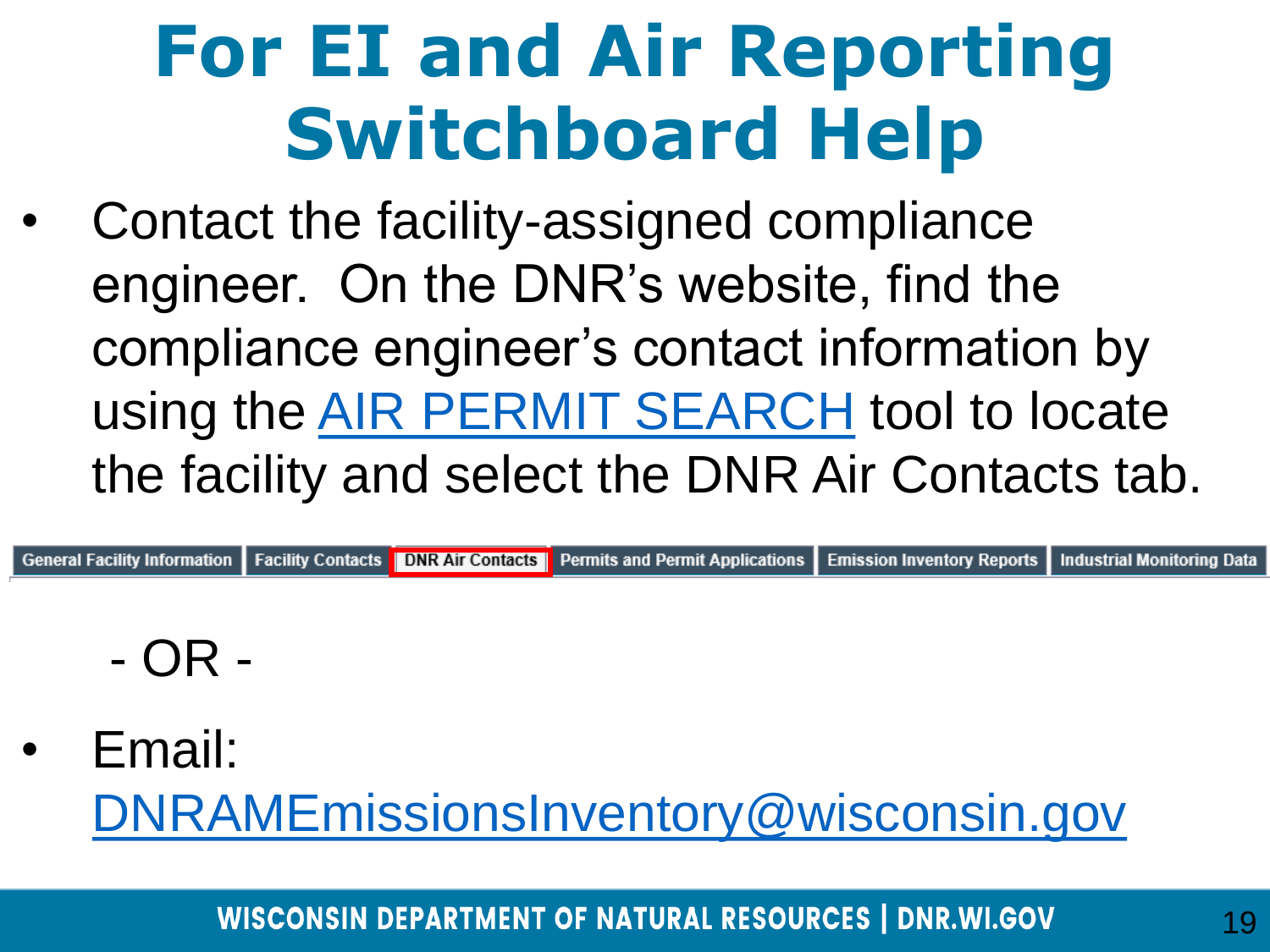# For EI and Air Reporting Switchboard Help

- Contact the facility-assigned compliance engineer. On the DNR's website, find the compliance engineer's contact information by using the AIR PERMIT SEARCH tool to locate the facility and select the DNR Air Contacts tab.

General Facility Information | Facility Contacts | DNR Air Contacts | Permits and Permit Applications | Emission Inventory Reports | Industrial Monitoring Data

- OR -

- Email: DNRAMEmissionsInventory@wisconsin.gov

WISCONSIN DEPARTMENT OF NATURAL RESOURCES | DNR.WI.GOV